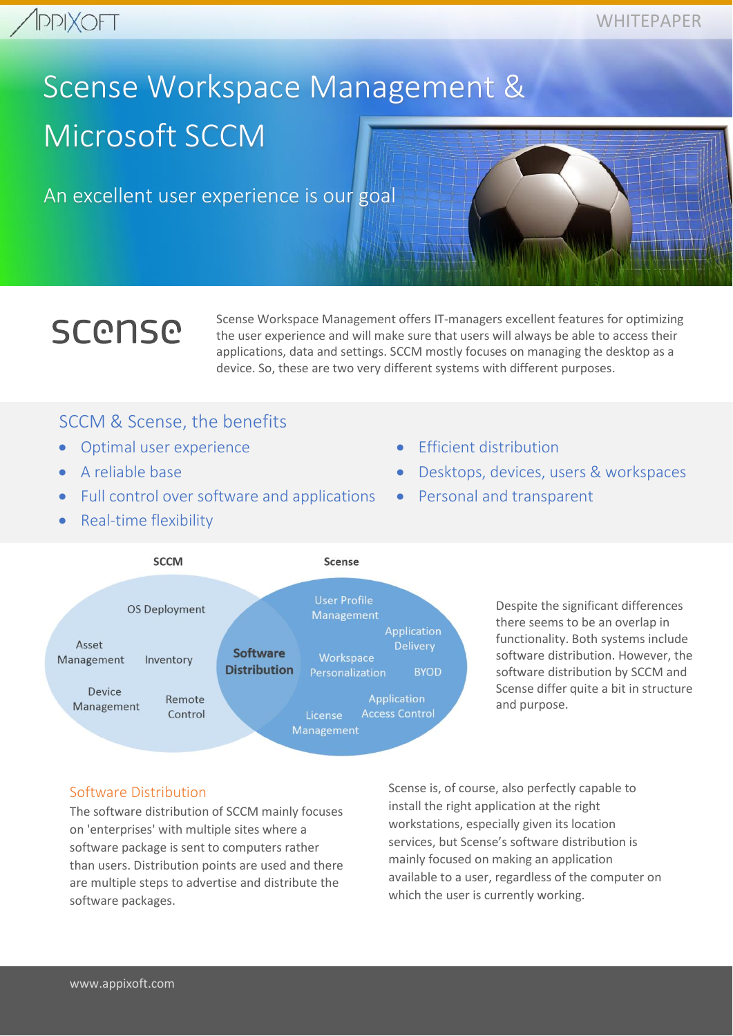# Scense Workspace Management & Microsoft SCCM

## An excellent user experience is our goal

scense

Scense Workspace Management offers IT-managers excellent features for optimizing the user experience and will make sure that users will always be able to access their applications, data and settings. SCCM mostly focuses on managing the desktop as a device. So, these are two very different systems with different purposes.

## SCCM & Scense, the benefits

- Optimal user experience
- A reliable base
- Full control over software and applications
- Real-time flexibility
- Efficient distribution
- Desktops, devices, users & workspaces
- Personal and transparent

**SCCM**: OS Deployment, Asset Management, Inventory, Device Management, Remote Control

**SCCM & Scense (overlap)**: Software Distribution

**Scense**: User Profile Management, Application Delivery, Workspace Personalization, BYOD, License Management, Application Access Control

Despite the significant differences there seems to be an overlap in functionality. Both systems include software distribution. However, the software distribution by SCCM and Scense differ quite a bit in structure and purpose.

### Software Distribution

The software distribution of SCCM mainly focuses on 'enterprises' with multiple sites where a software package is sent to computers rather than users. Distribution points are used and there are multiple steps to advertise and distribute the software packages.

Scense is, of course, also perfectly capable to install the right application at the right workstations, especially given its location services, but Scense's software distribution is mainly focused on making an application available to a user, regardless of the computer on which the user is currently working.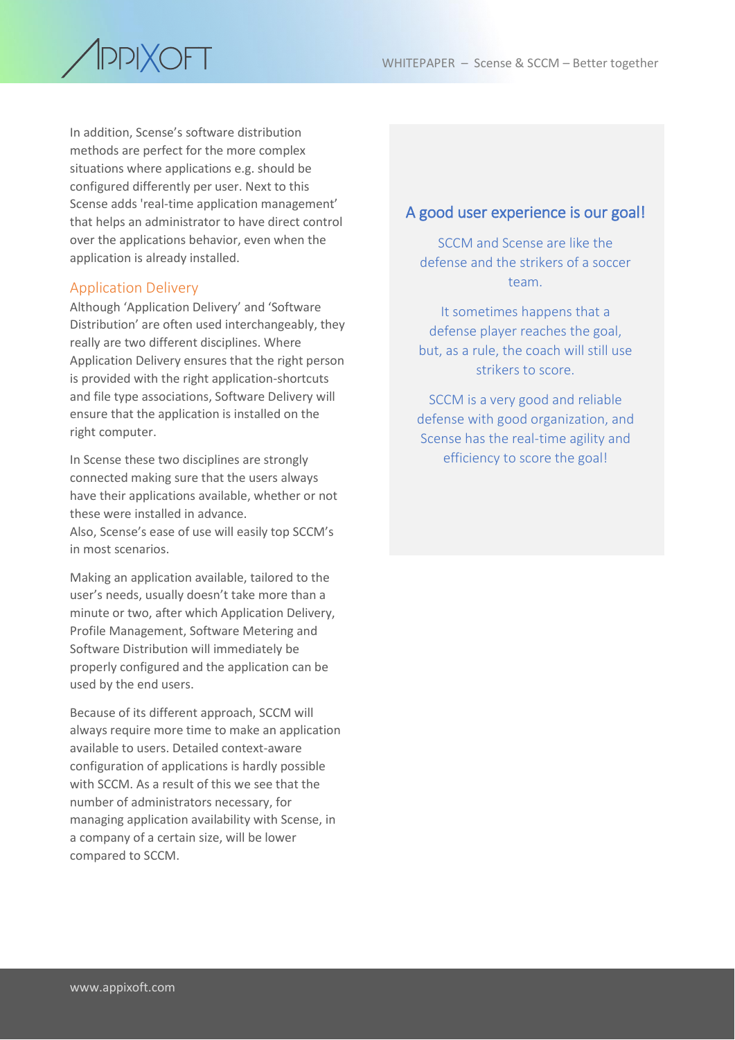In addition, Scense's software distribution methods are perfect for the more complex situations where applications e.g. should be configured differently per user. Next to this Scense adds 'real-time application management' that helps an administrator to have direct control over the applications behavior, even when the application is already installed.

## Application Delivery

Although 'Application Delivery' and 'Software Distribution' are often used interchangeably, they really are two different disciplines. Where Application Delivery ensures that the right person is provided with the right application-shortcuts and file type associations, Software Delivery will ensure that the application is installed on the right computer.

In Scense these two disciplines are strongly connected making sure that the users always have their applications available, whether or not these were installed in advance.
Also, Scense's ease of use will easily top SCCM's in most scenarios.

Making an application available, tailored to the user's needs, usually doesn't take more than a minute or two, after which Application Delivery, Profile Management, Software Metering and Software Distribution will immediately be properly configured and the application can be used by the end users.

Because of its different approach, SCCM will always require more time to make an application available to users. Detailed context-aware configuration of applications is hardly possible with SCCM. As a result of this we see that the number of administrators necessary, for managing application availability with Scense, in a company of a certain size, will be lower compared to SCCM.

## A good user experience is our goal!

SCCM and Scense are like the defense and the strikers of a soccer team.

It sometimes happens that a defense player reaches the goal, but, as a rule, the coach will still use strikers to score.

SCCM is a very good and reliable defense with good organization, and Scense has the real-time agility and efficiency to score the goal!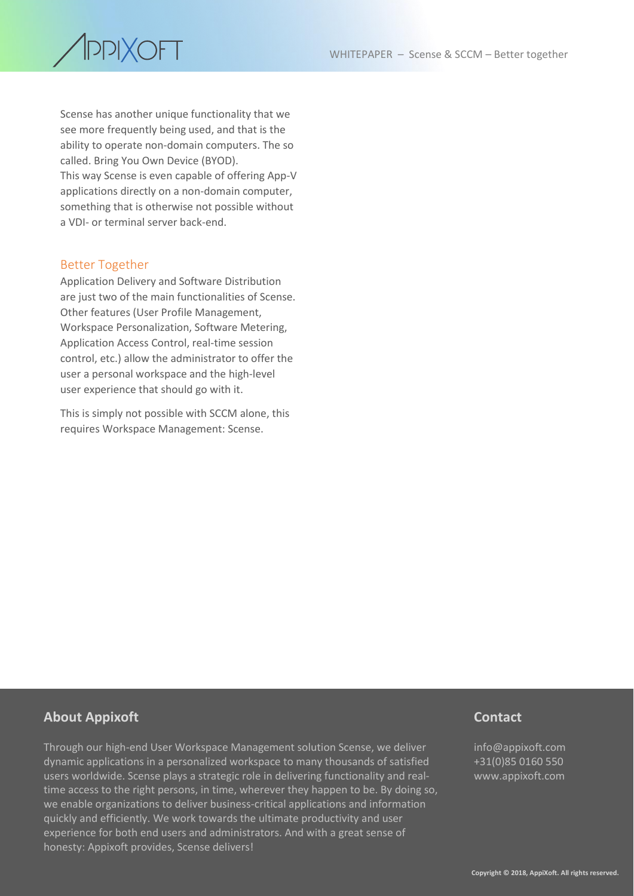Scense has another unique functionality that we see more frequently being used, and that is the ability to operate non-domain computers. The so called. Bring You Own Device (BYOD).
This way Scense is even capable of offering App-V applications directly on a non-domain computer, something that is otherwise not possible without a VDI- or terminal server back-end.

## Better Together

Application Delivery and Software Distribution are just two of the main functionalities of Scense. Other features (User Profile Management, Workspace Personalization, Software Metering, Application Access Control, real-time session control, etc.) allow the administrator to offer the user a personal workspace and the high-level user experience that should go with it.

This is simply not possible with SCCM alone, this requires Workspace Management: Scense.

## About Appixoft

Through our high-end User Workspace Management solution Scense, we deliver dynamic applications in a personalized workspace to many thousands of satisfied users worldwide. Scense plays a strategic role in delivering functionality and real-time access to the right persons, in time, wherever they happen to be. By doing so, we enable organizations to deliver business-critical applications and information quickly and efficiently. We work towards the ultimate productivity and user experience for both end users and administrators. And with a great sense of honesty: Appixoft provides, Scense delivers!

## Contact

info@appixoft.com
+31(0)85 0160 550
www.appixoft.com

**Copyright © 2018, AppiXoft. All rights reserved.**